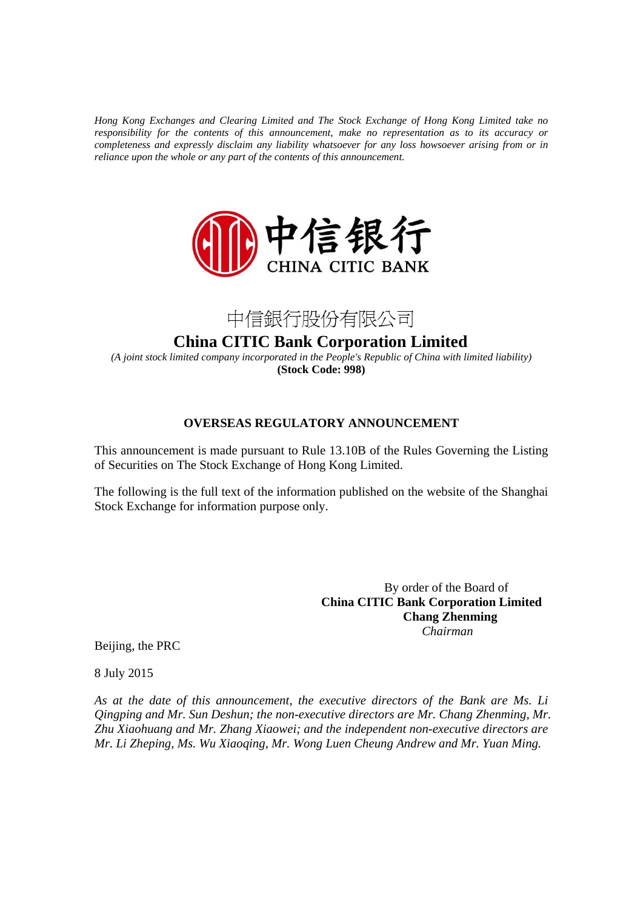*Hong Kong Exchanges and Clearing Limited and The Stock Exchange of Hong Kong Limited take no responsibility for the contents of this announcement, make no representation as to its accuracy or completeness and expressly disclaim any liability whatsoever for any loss howsoever arising from or in reliance upon the whole or any part of the contents of this announcement.*

中信银行
CHINA CITIC BANK

# 中信銀行股份有限公司
# China CITIC Bank Corporation Limited

*(A joint stock limited company incorporated in the People's Republic of China with limited liability)*
**(Stock Code: 998)**

## OVERSEAS REGULATORY ANNOUNCEMENT

This announcement is made pursuant to Rule 13.10B of the Rules Governing the Listing of Securities on The Stock Exchange of Hong Kong Limited.

The following is the full text of the information published on the website of the Shanghai Stock Exchange for information purpose only.

By order of the Board of
**China CITIC Bank Corporation Limited**
**Chang Zhenming**
*Chairman*

Beijing, the PRC

8 July 2015

*As at the date of this announcement, the executive directors of the Bank are Ms. Li Qingping and Mr. Sun Deshun; the non-executive directors are Mr. Chang Zhenming, Mr. Zhu Xiaohuang and Mr. Zhang Xiaowei; and the independent non-executive directors are Mr. Li Zheping, Ms. Wu Xiaoqing, Mr. Wong Luen Cheung Andrew and Mr. Yuan Ming.*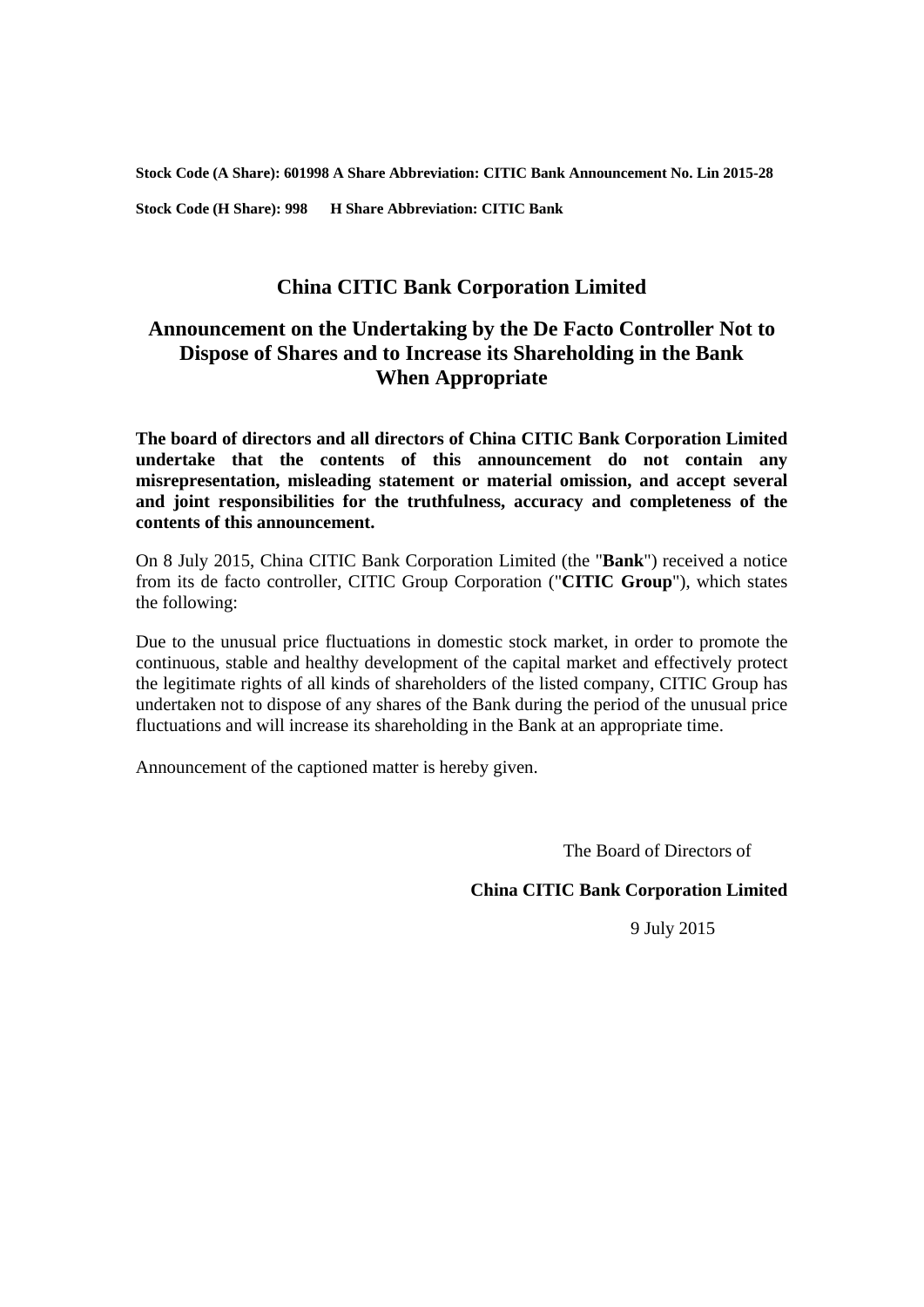**Stock Code (A Share): 601998 A Share Abbreviation: CITIC Bank Announcement No. Lin 2015-28**

**Stock Code (H Share): 998 H Share Abbreviation: CITIC Bank**

# China CITIC Bank Corporation Limited

## Announcement on the Undertaking by the De Facto Controller Not to Dispose of Shares and to Increase its Shareholding in the Bank When Appropriate

**The board of directors and all directors of China CITIC Bank Corporation Limited undertake that the contents of this announcement do not contain any misrepresentation, misleading statement or material omission, and accept several and joint responsibilities for the truthfulness, accuracy and completeness of the contents of this announcement.**

On 8 July 2015, China CITIC Bank Corporation Limited (the "**Bank**") received a notice from its de facto controller, CITIC Group Corporation ("**CITIC Group**"), which states the following:

Due to the unusual price fluctuations in domestic stock market, in order to promote the continuous, stable and healthy development of the capital market and effectively protect the legitimate rights of all kinds of shareholders of the listed company, CITIC Group has undertaken not to dispose of any shares of the Bank during the period of the unusual price fluctuations and will increase its shareholding in the Bank at an appropriate time.

Announcement of the captioned matter is hereby given.

The Board of Directors of

**China CITIC Bank Corporation Limited**

9 July 2015